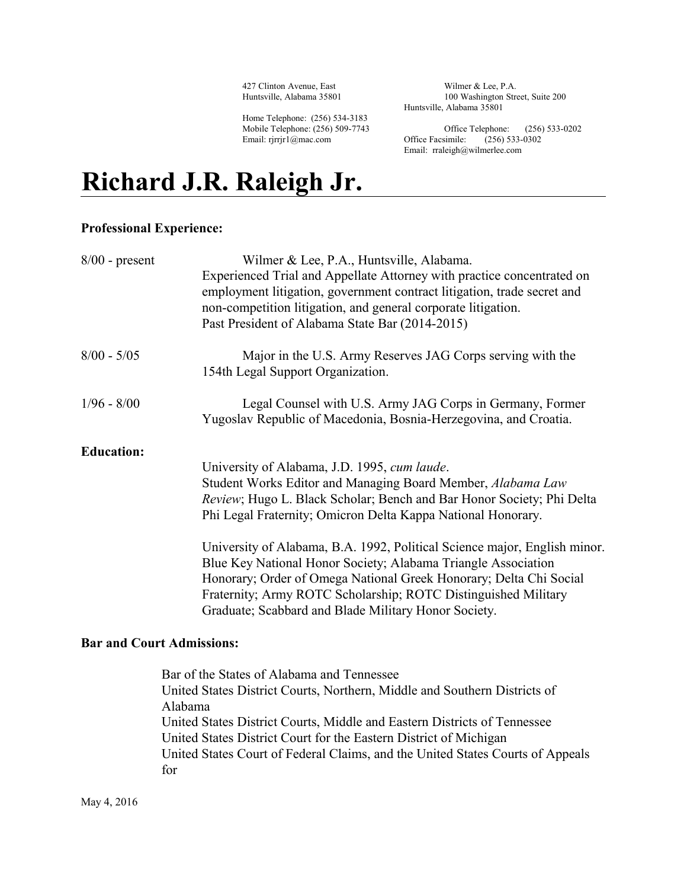427 Clinton Avenue, East
Huntsville, Alabama 35801

Home Telephone: (256) 534-3183
Mobile Telephone: (256) 509-7743
Email: rjrrjr1@mac.com

Wilmer & Lee, P.A.
100 Washington Street, Suite 200
Huntsville, Alabama 35801

Office Telephone: (256) 533-0202
Office Facsimile: (256) 533-0302
Email: rraleigh@wilmerlee.com

# Richard J.R. Raleigh Jr.

**Professional Experience:**

8/00 - present — Wilmer & Lee, P.A., Huntsville, Alabama.
Experienced Trial and Appellate Attorney with practice concentrated on employment litigation, government contract litigation, trade secret and non-competition litigation, and general corporate litigation.
Past President of Alabama State Bar (2014-2015)

8/00 - 5/05 — Major in the U.S. Army Reserves JAG Corps serving with the 154th Legal Support Organization.

1/96 - 8/00 — Legal Counsel with U.S. Army JAG Corps in Germany, Former Yugoslav Republic of Macedonia, Bosnia-Herzegovina, and Croatia.

**Education:**

University of Alabama, J.D. 1995, *cum laude*.
Student Works Editor and Managing Board Member, *Alabama Law Review*; Hugo L. Black Scholar; Bench and Bar Honor Society; Phi Delta Phi Legal Fraternity; Omicron Delta Kappa National Honorary.

University of Alabama, B.A. 1992, Political Science major, English minor. Blue Key National Honor Society; Alabama Triangle Association Honorary; Order of Omega National Greek Honorary; Delta Chi Social Fraternity; Army ROTC Scholarship; ROTC Distinguished Military Graduate; Scabbard and Blade Military Honor Society.

**Bar and Court Admissions:**

Bar of the States of Alabama and Tennessee
United States District Courts, Northern, Middle and Southern Districts of Alabama
United States District Courts, Middle and Eastern Districts of Tennessee
United States District Court for the Eastern District of Michigan
United States Court of Federal Claims, and the United States Courts of Appeals for

May 4, 2016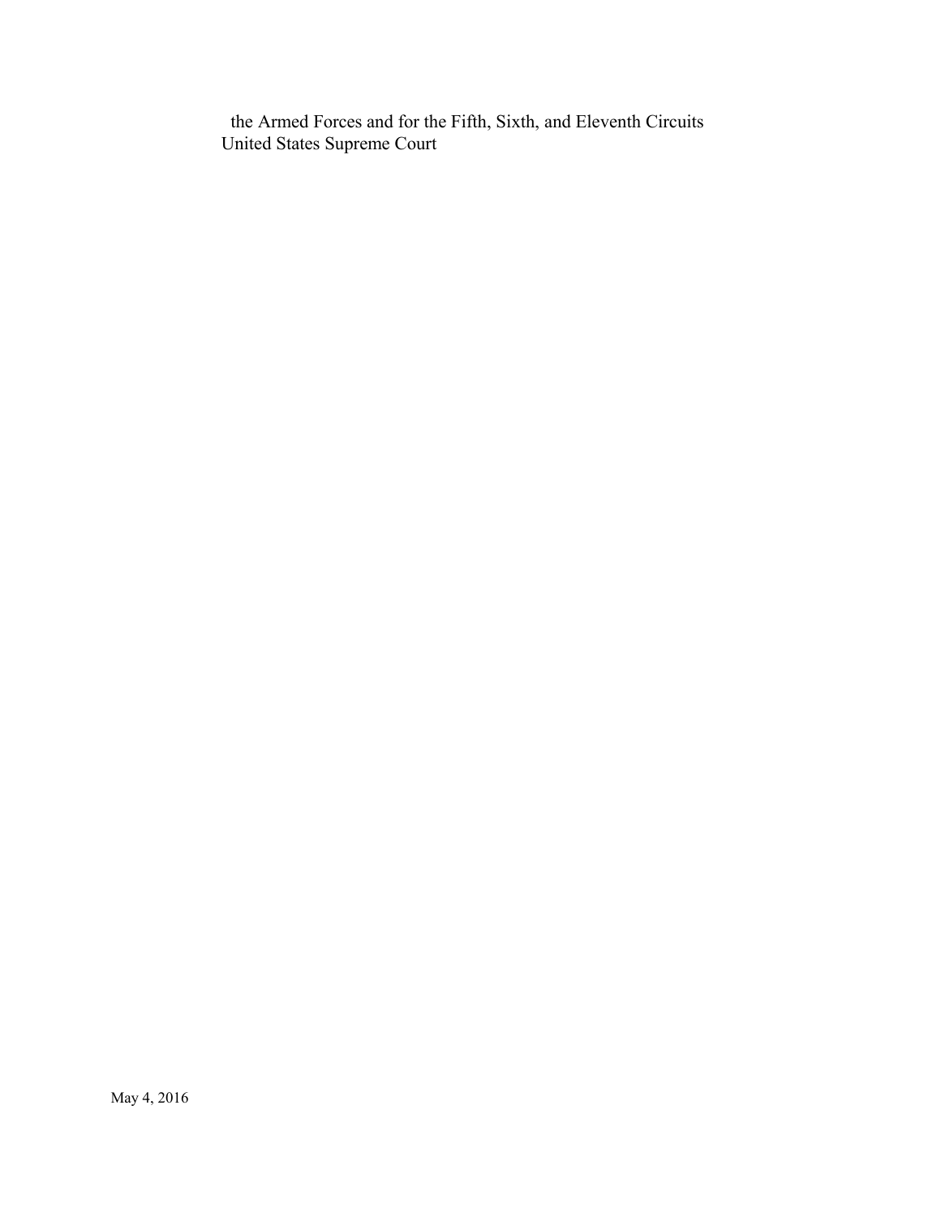the Armed Forces and for the Fifth, Sixth, and Eleventh Circuits
United States Supreme Court

May 4, 2016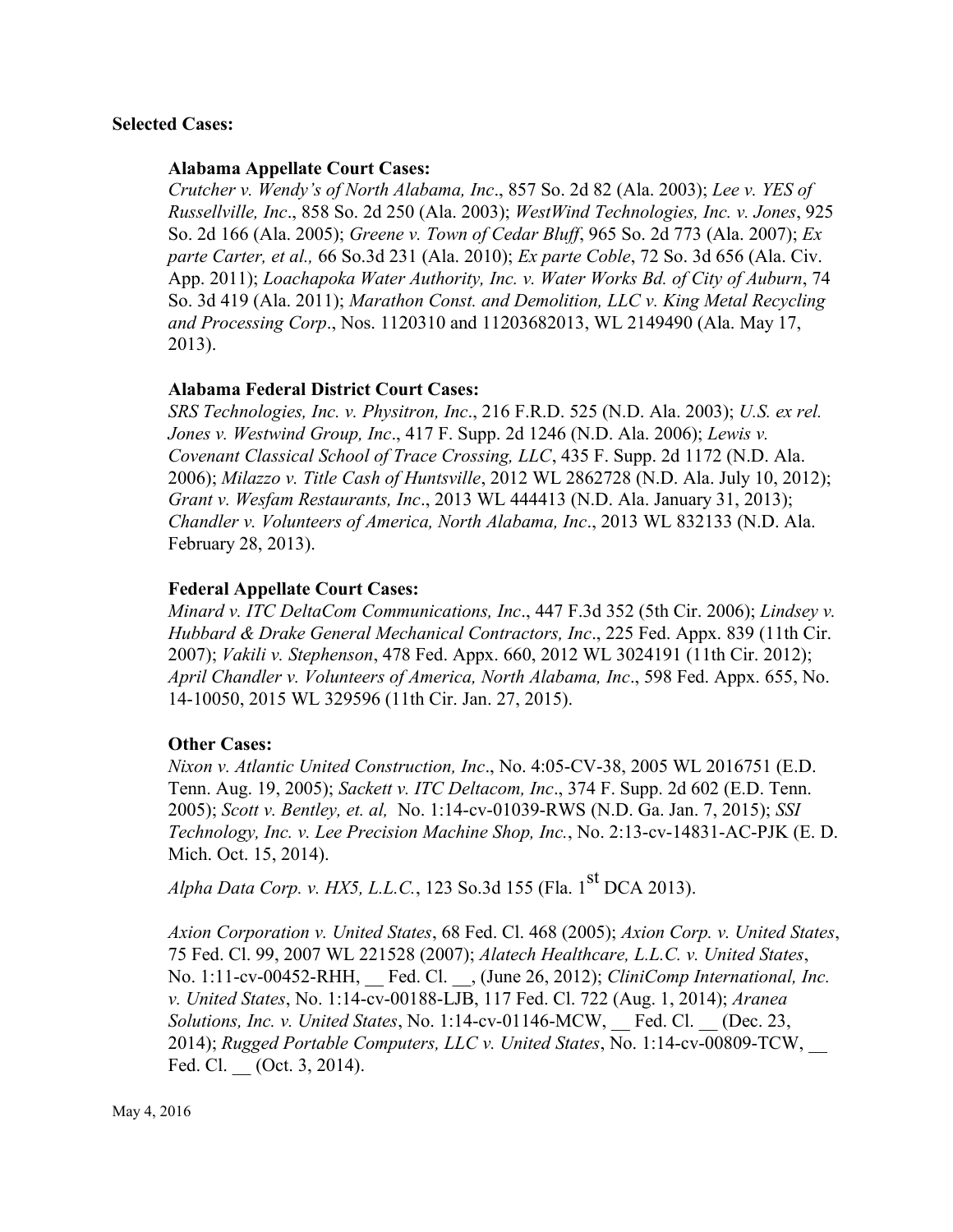**Selected Cases:**

**Alabama Appellate Court Cases:**

*Crutcher v. Wendy's of North Alabama, Inc*., 857 So. 2d 82 (Ala. 2003); *Lee v. YES of Russellville, Inc*., 858 So. 2d 250 (Ala. 2003); *WestWind Technologies, Inc. v. Jones*, 925 So. 2d 166 (Ala. 2005); *Greene v. Town of Cedar Bluff*, 965 So. 2d 773 (Ala. 2007); *Ex parte Carter, et al.,* 66 So.3d 231 (Ala. 2010); *Ex parte Coble*, 72 So. 3d 656 (Ala. Civ. App. 2011); *Loachapoka Water Authority, Inc. v. Water Works Bd. of City of Auburn*, 74 So. 3d 419 (Ala. 2011); *Marathon Const. and Demolition, LLC v. King Metal Recycling and Processing Corp*., Nos. 1120310 and 11203682013, WL 2149490 (Ala. May 17, 2013).

**Alabama Federal District Court Cases:**

*SRS Technologies, Inc. v. Physitron, Inc*., 216 F.R.D. 525 (N.D. Ala. 2003); *U.S. ex rel. Jones v. Westwind Group, Inc*., 417 F. Supp. 2d 1246 (N.D. Ala. 2006); *Lewis v. Covenant Classical School of Trace Crossing, LLC*, 435 F. Supp. 2d 1172 (N.D. Ala. 2006); *Milazzo v. Title Cash of Huntsville*, 2012 WL 2862728 (N.D. Ala. July 10, 2012); *Grant v. Wesfam Restaurants, Inc*., 2013 WL 444413 (N.D. Ala. January 31, 2013); *Chandler v. Volunteers of America, North Alabama, Inc*., 2013 WL 832133 (N.D. Ala. February 28, 2013).

**Federal Appellate Court Cases:**

*Minard v. ITC DeltaCom Communications, Inc*., 447 F.3d 352 (5th Cir. 2006); *Lindsey v. Hubbard & Drake General Mechanical Contractors, Inc*., 225 Fed. Appx. 839 (11th Cir. 2007); *Vakili v. Stephenson*, 478 Fed. Appx. 660, 2012 WL 3024191 (11th Cir. 2012); *April Chandler v. Volunteers of America, North Alabama, Inc*., 598 Fed. Appx. 655, No. 14-10050, 2015 WL 329596 (11th Cir. Jan. 27, 2015).

**Other Cases:**

*Nixon v. Atlantic United Construction, Inc*., No. 4:05-CV-38, 2005 WL 2016751 (E.D. Tenn. Aug. 19, 2005); *Sackett v. ITC Deltacom, Inc*., 374 F. Supp. 2d 602 (E.D. Tenn. 2005); *Scott v. Bentley, et. al,* No. 1:14-cv-01039-RWS (N.D. Ga. Jan. 7, 2015); *SSI Technology, Inc. v. Lee Precision Machine Shop, Inc.*, No. 2:13-cv-14831-AC-PJK (E. D. Mich. Oct. 15, 2014).

*Alpha Data Corp. v. HX5, L.L.C.*, 123 So.3d 155 (Fla. 1st DCA 2013).

*Axion Corporation v. United States*, 68 Fed. Cl. 468 (2005); *Axion Corp. v. United States*, 75 Fed. Cl. 99, 2007 WL 221528 (2007); *Alatech Healthcare, L.L.C. v. United States*, No. 1:11-cv-00452-RHH, __ Fed. Cl. __, (June 26, 2012); *CliniComp International, Inc. v. United States*, No. 1:14-cv-00188-LJB, 117 Fed. Cl. 722 (Aug. 1, 2014); *Aranea Solutions, Inc. v. United States*, No. 1:14-cv-01146-MCW, __ Fed. Cl. __ (Dec. 23, 2014); *Rugged Portable Computers, LLC v. United States*, No. 1:14-cv-00809-TCW, __ Fed. Cl. __ (Oct. 3, 2014).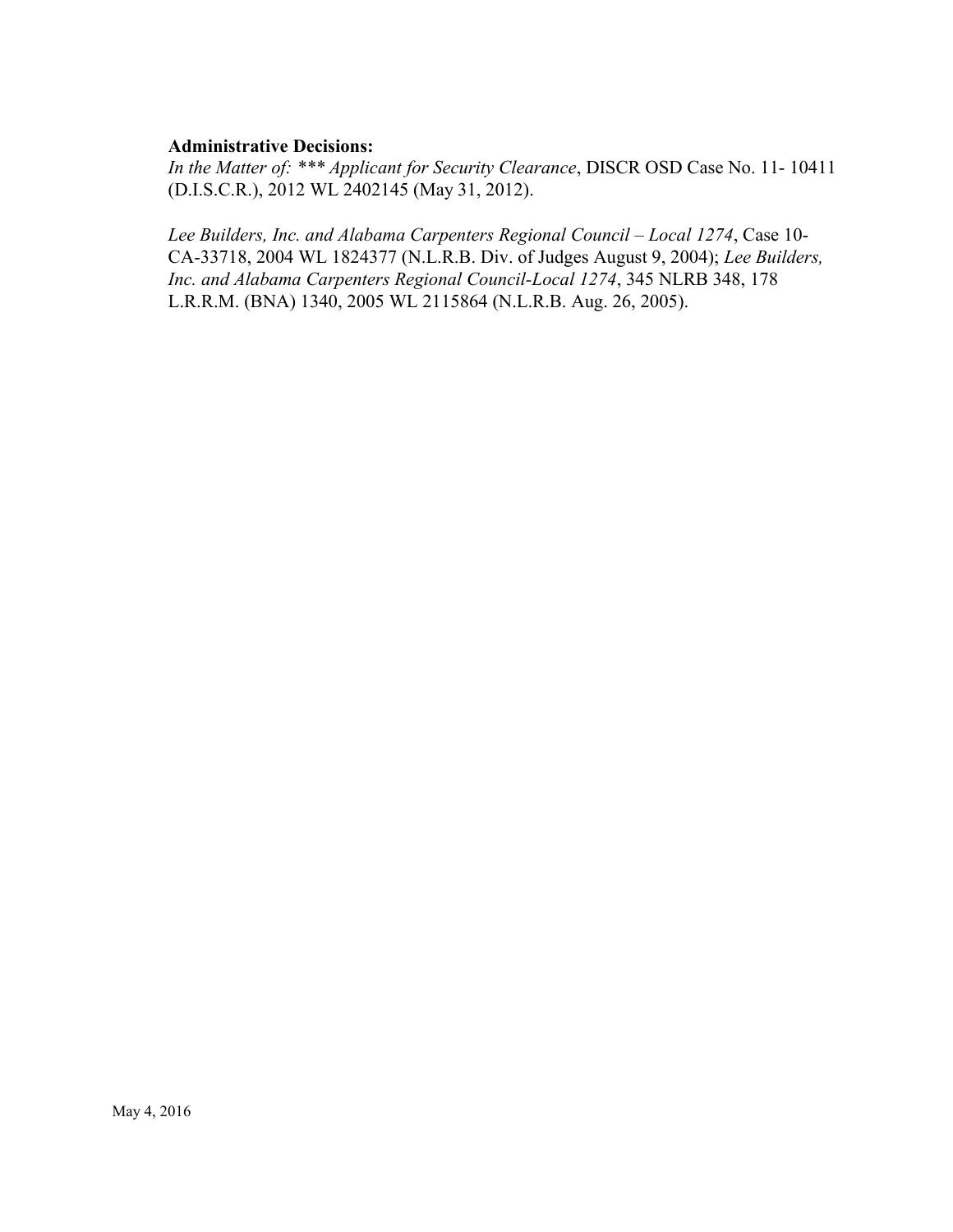**Administrative Decisions:**

*In the Matter of: *** Applicant for Security Clearance*, DISCR OSD Case No. 11- 10411 (D.I.S.C.R.), 2012 WL 2402145 (May 31, 2012).

*Lee Builders, Inc. and Alabama Carpenters Regional Council – Local 1274*, Case 10-CA-33718, 2004 WL 1824377 (N.L.R.B. Div. of Judges August 9, 2004); *Lee Builders, Inc. and Alabama Carpenters Regional Council-Local 1274*, 345 NLRB 348, 178 L.R.R.M. (BNA) 1340, 2005 WL 2115864 (N.L.R.B. Aug. 26, 2005).

May 4, 2016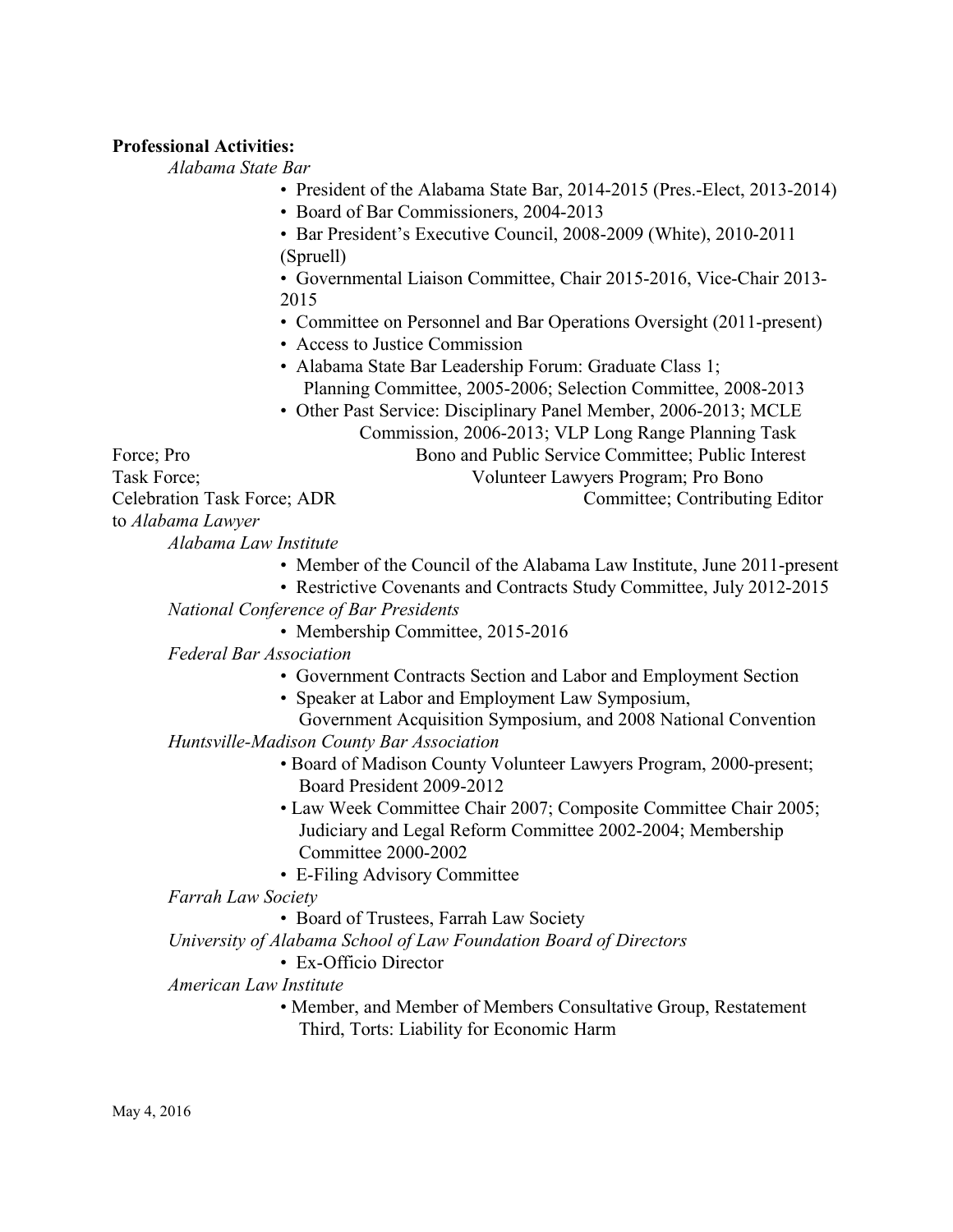**Professional Activities:**

*Alabama State Bar*

- President of the Alabama State Bar, 2014-2015 (Pres.-Elect, 2013-2014)
- Board of Bar Commissioners, 2004-2013
- Bar President's Executive Council, 2008-2009 (White), 2010-2011 (Spruell)
- Governmental Liaison Committee, Chair 2015-2016, Vice-Chair 2013-2015
- Committee on Personnel and Bar Operations Oversight (2011-present)
- Access to Justice Commission
- Alabama State Bar Leadership Forum: Graduate Class 1; Planning Committee, 2005-2006; Selection Committee, 2008-2013
- Other Past Service: Disciplinary Panel Member, 2006-2013; MCLE Commission, 2006-2013; VLP Long Range Planning Task Force; Pro Bono and Public Service Committee; Public Interest Task Force; Volunteer Lawyers Program; Pro Bono Celebration Task Force; ADR Committee; Contributing Editor to *Alabama Lawyer*

*Alabama Law Institute*

- Member of the Council of the Alabama Law Institute, June 2011-present
- Restrictive Covenants and Contracts Study Committee, July 2012-2015

*National Conference of Bar Presidents*

- Membership Committee, 2015-2016

*Federal Bar Association*

- Government Contracts Section and Labor and Employment Section
- Speaker at Labor and Employment Law Symposium, Government Acquisition Symposium, and 2008 National Convention

*Huntsville-Madison County Bar Association*

- Board of Madison County Volunteer Lawyers Program, 2000-present; Board President 2009-2012
- Law Week Committee Chair 2007; Composite Committee Chair 2005; Judiciary and Legal Reform Committee 2002-2004; Membership Committee 2000-2002
- E-Filing Advisory Committee

*Farrah Law Society*

- Board of Trustees, Farrah Law Society

*University of Alabama School of Law Foundation Board of Directors*

- Ex-Officio Director

*American Law Institute*

- Member, and Member of Members Consultative Group, Restatement Third, Torts: Liability for Economic Harm

May 4, 2016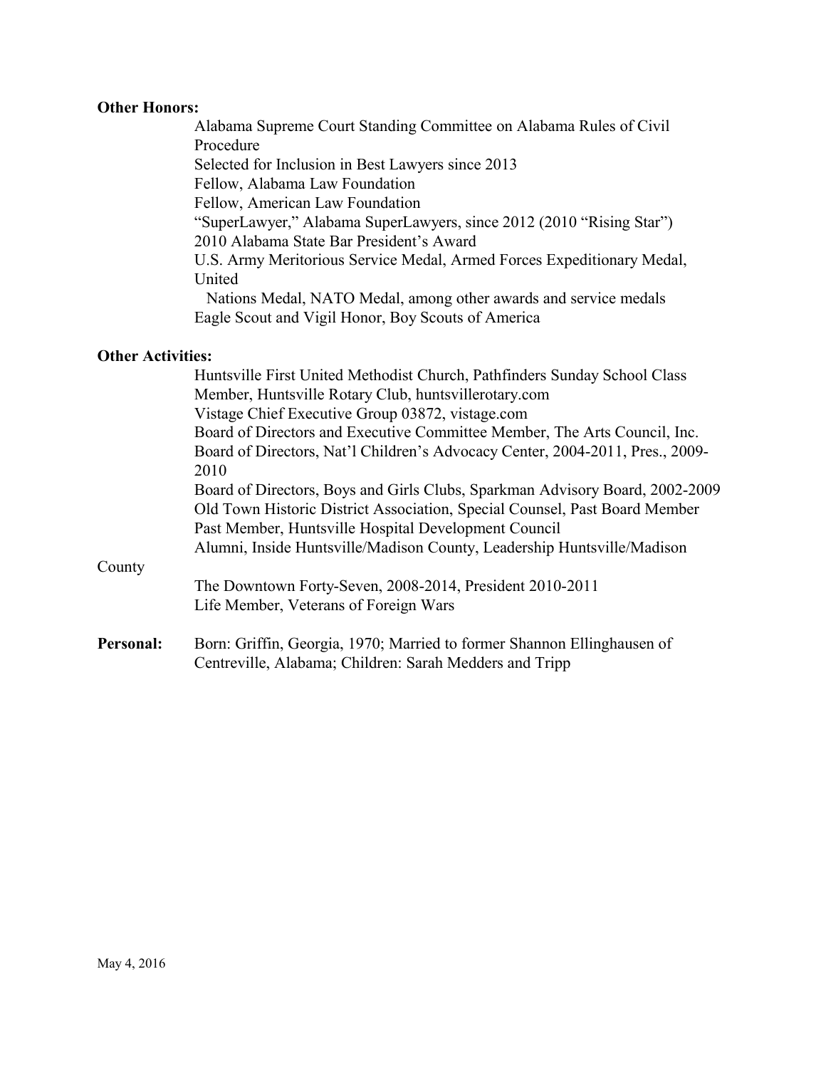**Other Honors:**

Alabama Supreme Court Standing Committee on Alabama Rules of Civil Procedure
Selected for Inclusion in Best Lawyers since 2013
Fellow, Alabama Law Foundation
Fellow, American Law Foundation
"SuperLawyer," Alabama SuperLawyers, since 2012 (2010 "Rising Star")
2010 Alabama State Bar President's Award
U.S. Army Meritorious Service Medal, Armed Forces Expeditionary Medal, United Nations Medal, NATO Medal, among other awards and service medals
Eagle Scout and Vigil Honor, Boy Scouts of America

**Other Activities:**

Huntsville First United Methodist Church, Pathfinders Sunday School Class
Member, Huntsville Rotary Club, huntsvillerotary.com
Vistage Chief Executive Group 03872, vistage.com
Board of Directors and Executive Committee Member, The Arts Council, Inc.
Board of Directors, Nat'l Children's Advocacy Center, 2004-2011, Pres., 2009-2010
Board of Directors, Boys and Girls Clubs, Sparkman Advisory Board, 2002-2009
Old Town Historic District Association, Special Counsel, Past Board Member
Past Member, Huntsville Hospital Development Council
Alumni, Inside Huntsville/Madison County, Leadership Huntsville/Madison County
The Downtown Forty-Seven, 2008-2014, President 2010-2011
Life Member, Veterans of Foreign Wars

**Personal:** Born: Griffin, Georgia, 1970; Married to former Shannon Ellinghausen of Centreville, Alabama; Children: Sarah Medders and Tripp

May 4, 2016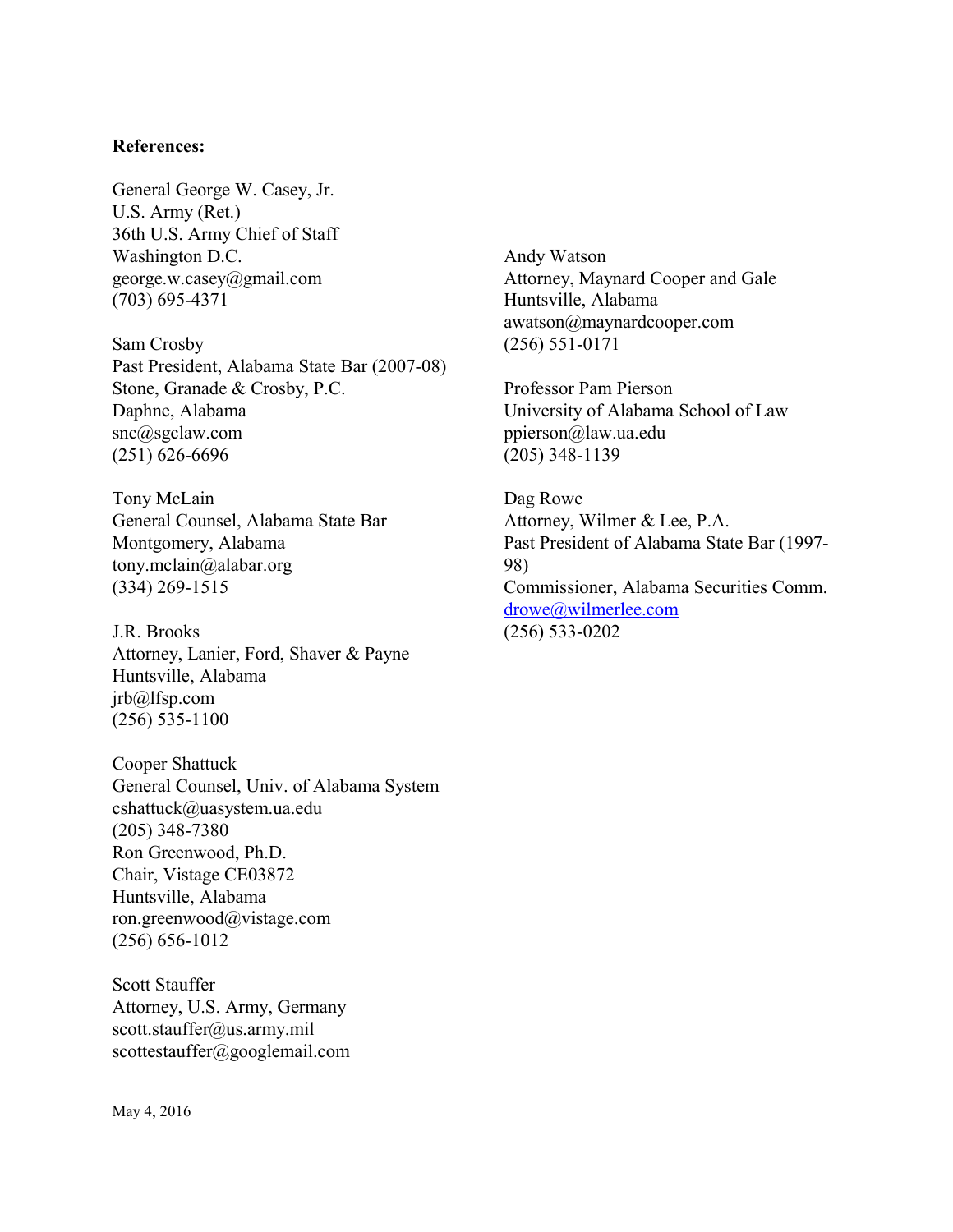**References:**

General George W. Casey, Jr.
U.S. Army (Ret.)
36th U.S. Army Chief of Staff
Washington D.C.
george.w.casey@gmail.com
(703) 695-4371

Sam Crosby
Past President, Alabama State Bar (2007-08)
Stone, Granade & Crosby, P.C.
Daphne, Alabama
snc@sgclaw.com
(251) 626-6696

Tony McLain
General Counsel, Alabama State Bar
Montgomery, Alabama
tony.mclain@alabar.org
(334) 269-1515

J.R. Brooks
Attorney, Lanier, Ford, Shaver & Payne
Huntsville, Alabama
jrb@lfsp.com
(256) 535-1100

Cooper Shattuck
General Counsel, Univ. of Alabama System
cshattuck@uasystem.ua.edu
(205) 348-7380
Ron Greenwood, Ph.D.
Chair, Vistage CE03872
Huntsville, Alabama
ron.greenwood@vistage.com
(256) 656-1012

Scott Stauffer
Attorney, U.S. Army, Germany
scott.stauffer@us.army.mil
scottestauffer@googlemail.com

Andy Watson
Attorney, Maynard Cooper and Gale
Huntsville, Alabama
awatson@maynardcooper.com
(256) 551-0171

Professor Pam Pierson
University of Alabama School of Law
ppierson@law.ua.edu
(205) 348-1139

Dag Rowe
Attorney, Wilmer & Lee, P.A.
Past President of Alabama State Bar (1997-98)
Commissioner, Alabama Securities Comm.
drowe@wilmerlee.com
(256) 533-0202

May 4, 2016